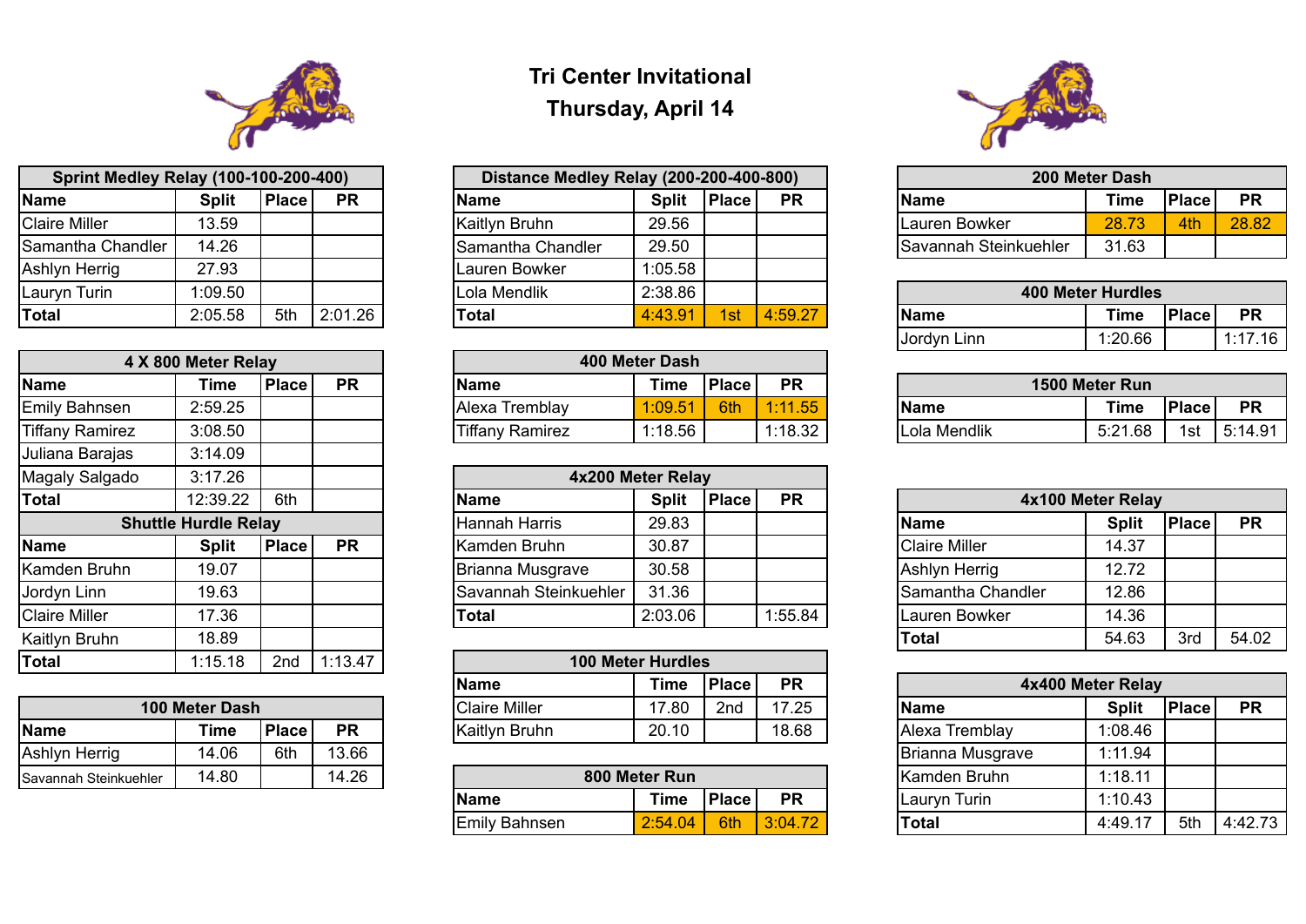# Tri Center Invitational

## Thursday, April 14

| Sprint Medley Relay (100-100-200-400) | | | |
|---|---|---|---|
| Name | Split | Place | PR |
| Claire Miller | 13.59 | | |
| Samantha Chandler | 14.26 | | |
| Ashlyn Herrig | 27.93 | | |
| Lauryn Turin | 1:09.50 | | |
| **Total** | 2:05.58 | 5th | 2:01.26 |

| 4 X 800 Meter Relay | | | |
|---|---|---|---|
| Name | Time | Place | PR |
| Emily Bahnsen | 2:59.25 | | |
| Tiffany Ramirez | 3:08.50 | | |
| Juliana Barajas | 3:14.09 | | |
| Magaly Salgado | 3:17.26 | | |
| **Total** | 12:39.22 | 6th | |

| Shuttle Hurdle Relay | | | |
|---|---|---|---|
| Name | Split | Place | PR |
| Kamden Bruhn | 19.07 | | |
| Jordyn Linn | 19.63 | | |
| Claire Miller | 17.36 | | |
| Kaitlyn Bruhn | 18.89 | | |
| **Total** | 1:15.18 | 2nd | 1:13.47 |

| 100 Meter Dash | | | |
|---|---|---|---|
| Name | Time | Place | PR |
| Ashlyn Herrig | 14.06 | 6th | 13.66 |
| Savannah Steinkuehler | 14.80 | | 14.26 |

| Distance Medley Relay (200-200-400-800) | | | |
|---|---|---|---|
| Name | Split | Place | PR |
| Kaitlyn Bruhn | 29.56 | | |
| Samantha Chandler | 29.50 | | |
| Lauren Bowker | 1:05.58 | | |
| Lola Mendlik | 2:38.86 | | |
| **Total** | 4:43.91 | 1st | 4:59.27 |

| 400 Meter Dash | | | |
|---|---|---|---|
| Name | Time | Place | PR |
| Alexa Tremblay | 1:09.51 | 6th | 1:11.55 |
| Tiffany Ramirez | 1:18.56 | | 1:18.32 |

| 4x200 Meter Relay | | | |
|---|---|---|---|
| Name | Split | Place | PR |
| Hannah Harris | 29.83 | | |
| Kamden Bruhn | 30.87 | | |
| Brianna Musgrave | 30.58 | | |
| Savannah Steinkuehler | 31.36 | | |
| **Total** | 2:03.06 | | 1:55.84 |

| 100 Meter Hurdles | | | |
|---|---|---|---|
| Name | Time | Place | PR |
| Claire Miller | 17.80 | 2nd | 17.25 |
| Kaitlyn Bruhn | 20.10 | | 18.68 |

| 800 Meter Run | | | |
|---|---|---|---|
| Name | Time | Place | PR |
| Emily Bahnsen | 2:54.04 | 6th | 3:04.72 |

| 200 Meter Dash | | | |
|---|---|---|---|
| Name | Time | Place | PR |
| Lauren Bowker | 28.73 | 4th | 28.82 |
| Savannah Steinkuehler | 31.63 | | |

| 400 Meter Hurdles | | | |
|---|---|---|---|
| Name | Time | Place | PR |
| Jordyn Linn | 1:20.66 | | 1:17.16 |

| 1500 Meter Run | | | |
|---|---|---|---|
| Name | Time | Place | PR |
| Lola Mendlik | 5:21.68 | 1st | 5:14.91 |

| 4x100 Meter Relay | | | |
|---|---|---|---|
| Name | Split | Place | PR |
| Claire Miller | 14.37 | | |
| Ashlyn Herrig | 12.72 | | |
| Samantha Chandler | 12.86 | | |
| Lauren Bowker | 14.36 | | |
| **Total** | 54.63 | 3rd | 54.02 |

| 4x400 Meter Relay | | | |
|---|---|---|---|
| Name | Split | Place | PR |
| Alexa Tremblay | 1:08.46 | | |
| Brianna Musgrave | 1:11.94 | | |
| Kamden Bruhn | 1:18.11 | | |
| Lauryn Turin | 1:10.43 | | |
| **Total** | 4:49.17 | 5th | 4:42.73 |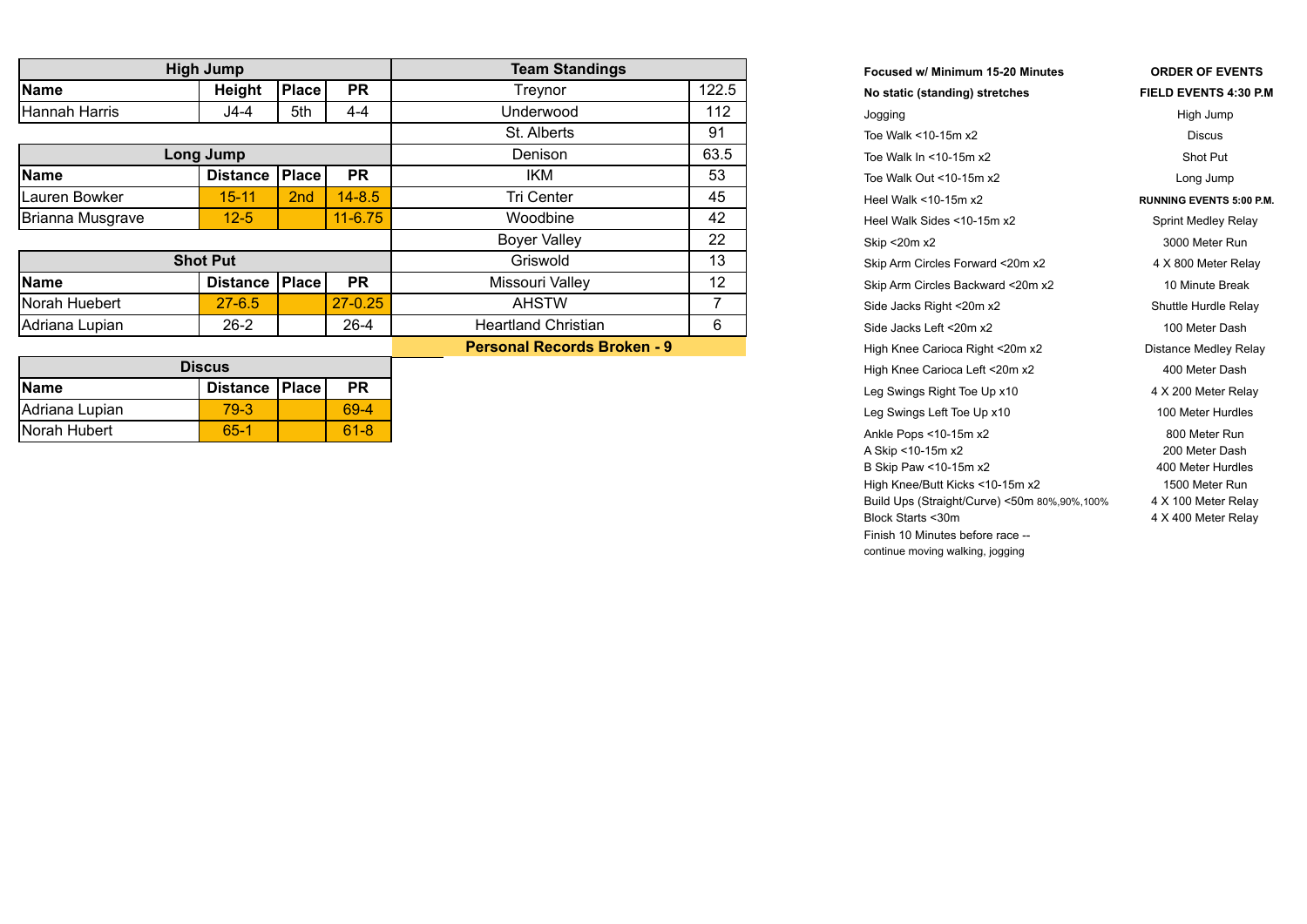## High Jump

| Name | Height | Place | PR |
|---|---|---|---|
| Hannah Harris | J4-4 | 5th | 4-4 |

## Long Jump

| Name | Distance | Place | PR |
|---|---|---|---|
| Lauren Bowker | 15-11 | 2nd | 14-8.5 |
| Brianna Musgrave | 12-5 | | 11-6.75 |

## Shot Put

| Name | Distance | Place | PR |
|---|---|---|---|
| Norah Huebert | 27-6.5 | | 27-0.25 |
| Adriana Lupian | 26-2 | | 26-4 |

## Discus

| Name | Distance | Place | PR |
|---|---|---|---|
| Adriana Lupian | 79-3 | | 69-4 |
| Norah Hubert | 65-1 | | 61-8 |

## Team Standings

| Team | Points |
|---|---|
| Treynor | 122.5 |
| Underwood | 112 |
| St. Alberts | 91 |
| Denison | 63.5 |
| IKM | 53 |
| Tri Center | 45 |
| Woodbine | 42 |
| Boyer Valley | 22 |
| Griswold | 13 |
| Missouri Valley | 12 |
| AHSTW | 7 |
| Heartland Christian | 6 |

**Personal Records Broken - 9**

**Focused w/ Minimum 15-20 Minutes**

**No static (standing) stretches**

- Jogging
- Toe Walk <10-15m x2
- Toe Walk In <10-15m x2
- Toe Walk Out <10-15m x2
- Heel Walk <10-15m x2
- Heel Walk Sides <10-15m x2
- Skip <20m x2
- Skip Arm Circles Forward <20m x2
- Skip Arm Circles Backward <20m x2
- Side Jacks Right <20m x2
- Side Jacks Left <20m x2
- High Knee Carioca Right <20m x2
- High Knee Carioca Left <20m x2
- Leg Swings Right Toe Up x10
- Leg Swings Left Toe Up x10
- Ankle Pops <10-15m x2
- A Skip <10-15m x2
- B Skip Paw <10-15m x2
- High Knee/Butt Kicks <10-15m x2
- Build Ups (Straight/Curve) <50m 80%,90%,100%
- Block Starts <30m
- Finish 10 Minutes before race -- continue moving walking, jogging

**ORDER OF EVENTS**

**FIELD EVENTS 4:30 P.M**

- High Jump
- Discus
- Shot Put
- Long Jump

**RUNNING EVENTS 5:00 P.M.**

- Sprint Medley Relay
- 3000 Meter Run
- 4 X 800 Meter Relay
- 10 Minute Break
- Shuttle Hurdle Relay
- 100 Meter Dash
- Distance Medley Relay
- 400 Meter Dash
- 4 X 200 Meter Relay
- 100 Meter Hurdles
- 800 Meter Run
- 200 Meter Dash
- 400 Meter Hurdles
- 1500 Meter Run
- 4 X 100 Meter Relay
- 4 X 400 Meter Relay